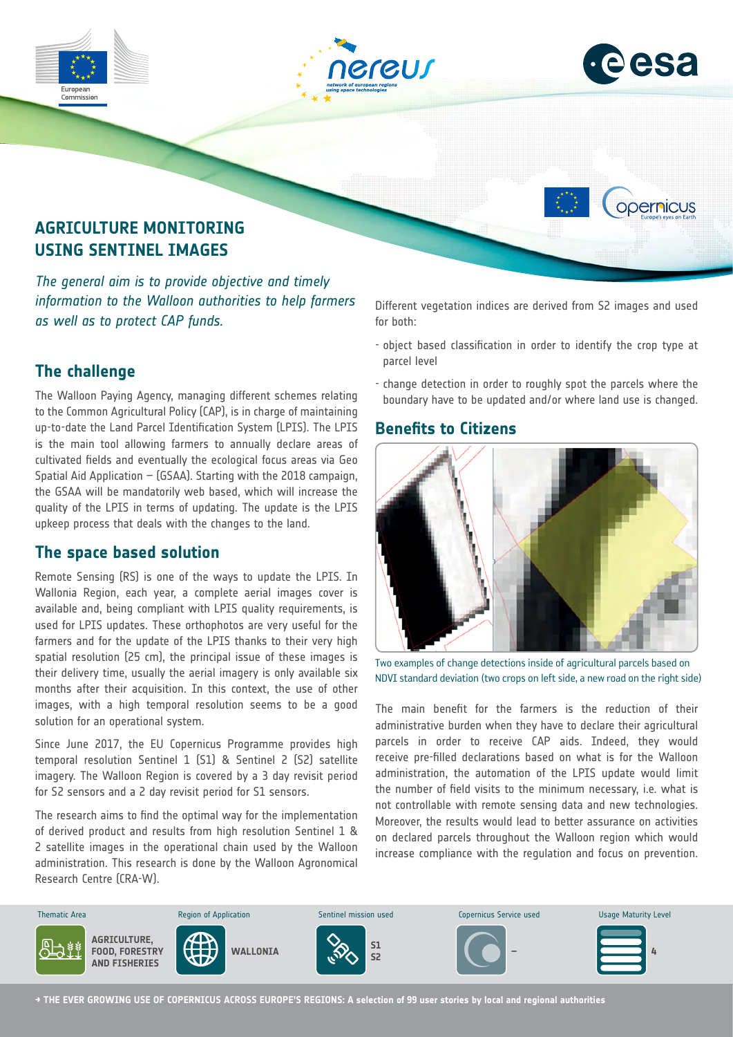# AGRICULTURE MONITORING USING SENTINEL IMAGES

*The general aim is to provide objective and timely information to the Walloon authorities to help farmers as well as to protect CAP funds.*

## The challenge

The Walloon Paying Agency, managing different schemes relating to the Common Agricultural Policy (CAP), is in charge of maintaining up-to-date the Land Parcel Identification System (LPIS). The LPIS is the main tool allowing farmers to annually declare areas of cultivated fields and eventually the ecological focus areas via Geo Spatial Aid Application – (GSAA). Starting with the 2018 campaign, the GSAA will be mandatorily web based, which will increase the quality of the LPIS in terms of updating. The update is the LPIS upkeep process that deals with the changes to the land.

## The space based solution

Remote Sensing (RS) is one of the ways to update the LPIS. In Wallonia Region, each year, a complete aerial images cover is available and, being compliant with LPIS quality requirements, is used for LPIS updates. These orthophotos are very useful for the farmers and for the update of the LPIS thanks to their very high spatial resolution (25 cm), the principal issue of these images is their delivery time, usually the aerial imagery is only available six months after their acquisition. In this context, the use of other images, with a high temporal resolution seems to be a good solution for an operational system.

Since June 2017, the EU Copernicus Programme provides high temporal resolution Sentinel 1 (S1) & Sentinel 2 (S2) satellite imagery. The Walloon Region is covered by a 3 day revisit period for S2 sensors and a 2 day revisit period for S1 sensors.

The research aims to find the optimal way for the implementation of derived product and results from high resolution Sentinel 1 & 2 satellite images in the operational chain used by the Walloon administration. This research is done by the Walloon Agronomical Research Centre (CRA-W).

Different vegetation indices are derived from S2 images and used for both:

- object based classification in order to identify the crop type at parcel level
- change detection in order to roughly spot the parcels where the boundary have to be updated and/or where land use is changed.

## Benefits to Citizens

Two examples of change detections inside of agricultural parcels based on NDVI standard deviation (two crops on left side, a new road on the right side)

The main benefit for the farmers is the reduction of their administrative burden when they have to declare their agricultural parcels in order to receive CAP aids. Indeed, they would receive pre-filled declarations based on what is for the Walloon administration, the automation of the LPIS update would limit the number of field visits to the minimum necessary, i.e. what is not controllable with remote sensing data and new technologies. Moreover, the results would lead to better assurance on activities on declared parcels throughout the Walloon region which would increase compliance with the regulation and focus on prevention.

| Thematic Area | Region of Application | Sentinel mission used | Copernicus Service used | Usage Maturity Level |
|---|---|---|---|---|
| AGRICULTURE, FOOD, FORESTRY AND FISHERIES | WALLONIA | S1 S2 | – | 4 |

→ THE EVER GROWING USE OF COPERNICUS ACROSS EUROPE'S REGIONS: A selection of 99 user stories by local and regional authorities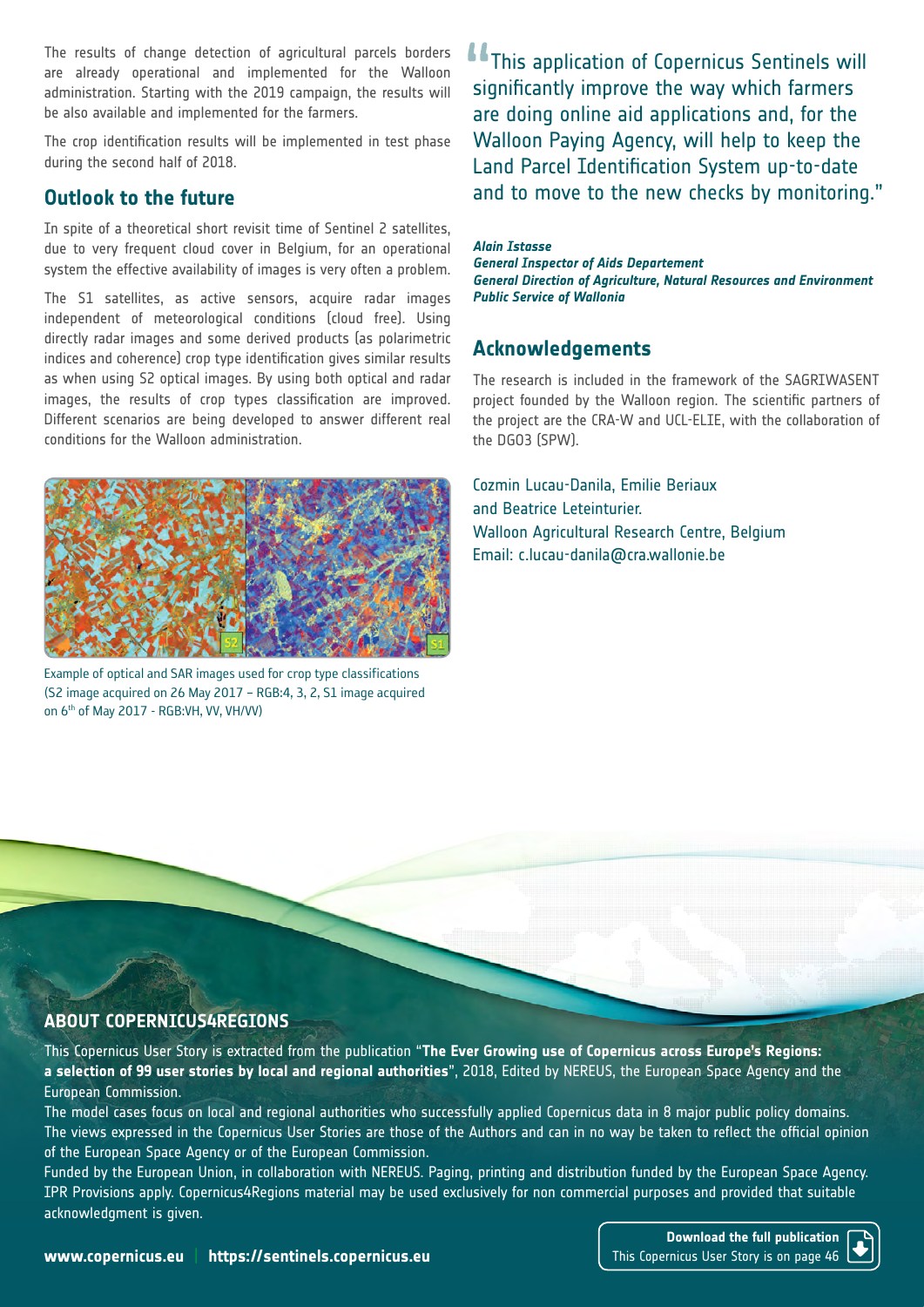The results of change detection of agricultural parcels borders are already operational and implemented for the Walloon administration. Starting with the 2019 campaign, the results will be also available and implemented for the farmers.

The crop identification results will be implemented in test phase during the second half of 2018.

## Outlook to the future

In spite of a theoretical short revisit time of Sentinel 2 satellites, due to very frequent cloud cover in Belgium, for an operational system the effective availability of images is very often a problem.

The S1 satellites, as active sensors, acquire radar images independent of meteorological conditions (cloud free). Using directly radar images and some derived products (as polarimetric indices and coherence) crop type identification gives similar results as when using S2 optical images. By using both optical and radar images, the results of crop types classification are improved. Different scenarios are being developed to answer different real conditions for the Walloon administration.

Example of optical and SAR images used for crop type classifications (S2 image acquired on 26 May 2017 – RGB:4, 3, 2, S1 image acquired on 6th of May 2017 - RGB:VH, VV, VH/VV)

> "This application of Copernicus Sentinels will significantly improve the way which farmers are doing online aid applications and, for the Walloon Paying Agency, will help to keep the Land Parcel Identification System up-to-date and to move to the new checks by monitoring."

***Alain Istasse***
***General Inspector of Aids Departement***
***General Direction of Agriculture, Natural Resources and Environment***
***Public Service of Wallonia***

## Acknowledgements

The research is included in the framework of the SAGRIWASENT project founded by the Walloon region. The scientific partners of the project are the CRA-W and UCL-ELIE, with the collaboration of the DGO3 (SPW).

Cozmin Lucau-Danila, Emilie Beriaux
and Beatrice Leteinturier.
Walloon Agricultural Research Centre, Belgium
Email: c.lucau-danila@cra.wallonie.be

## ABOUT COPERNICUS4REGIONS

This Copernicus User Story is extracted from the publication "**The Ever Growing use of Copernicus across Europe's Regions: a selection of 99 user stories by local and regional authorities**", 2018, Edited by NEREUS, the European Space Agency and the European Commission.
The model cases focus on local and regional authorities who successfully applied Copernicus data in 8 major public policy domains. The views expressed in the Copernicus User Stories are those of the Authors and can in no way be taken to reflect the official opinion of the European Space Agency or of the European Commission.
Funded by the European Union, in collaboration with NEREUS. Paging, printing and distribution funded by the European Space Agency. IPR Provisions apply. Copernicus4Regions material may be used exclusively for non commercial purposes and provided that suitable acknowledgment is given.

**www.copernicus.eu** | **https://sentinels.copernicus.eu**

**Download the full publication**
This Copernicus User Story is on page 46